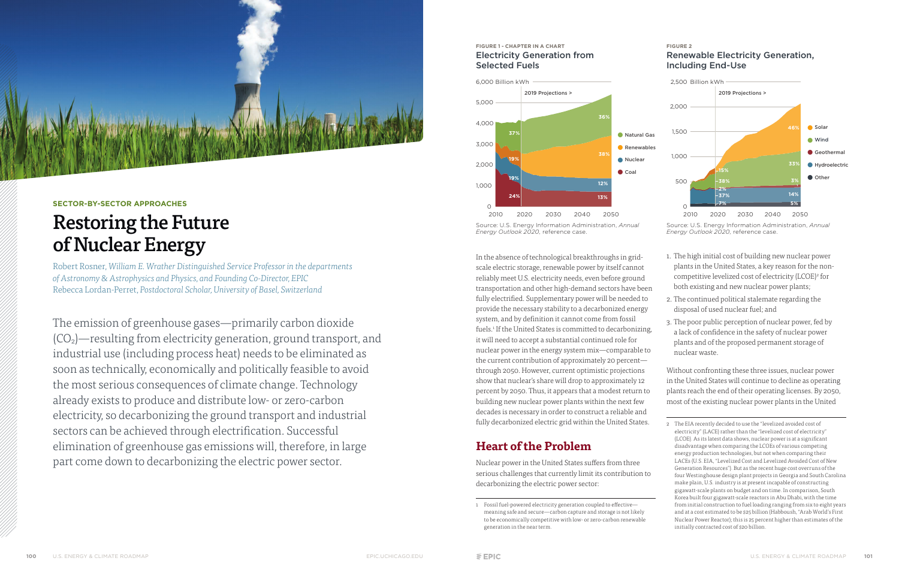SECTOR-BY-SECTOR APPROACHES

# Restoring the Future of Nuclear Energy

Robert Rosner, *William E. Wrather Distinguished Service Professor in the departments of Astronomy & Astrophysics and Physics, and Founding Co-Director, EPIC*
Rebecca Lordan-Perret, *Postdoctoral Scholar, University of Basel, Switzerland*

The emission of greenhouse gases—primarily carbon dioxide ($CO_2$)—resulting from electricity generation, ground transport, and industrial use (including process heat) needs to be eliminated as soon as technically, economically and politically feasible to avoid the most serious consequences of climate change. Technology already exists to produce and distribute low- or zero-carbon electricity, so decarbonizing the ground transport and industrial sectors can be achieved through electrification. Successful elimination of greenhouse gas emissions will, therefore, in large part come down to decarbonizing the electric power sector.

**FIGURE 1 - CHAPTER IN A CHART**
**Electricity Generation from Selected Fuels**

Source: U.S. Energy Information Administration, *Annual Energy Outlook 2020*, reference case.

**FIGURE 2**
**Renewable Electricity Generation, Including End-Use**

Source: U.S. Energy Information Administration, *Annual Energy Outlook 2020*, reference case.

In the absence of technological breakthroughs in grid-scale electric storage, renewable power by itself cannot reliably meet U.S. electricity needs, even before ground transportation and other high-demand sectors have been fully electrified. Supplementary power will be needed to provide the necessary stability to a decarbonized energy system, and by definition it cannot come from fossil fuels.[1] If the United States is committed to decarbonizing, it will need to accept a substantial continued role for nuclear power in the energy system mix—comparable to the current contribution of approximately 20 percent—through 2050. However, current optimistic projections show that nuclear's share will drop to approximately 12 percent by 2050. Thus, it appears that a modest return to building new nuclear power plants within the next few decades is necessary in order to construct a reliable and fully decarbonized electric grid within the United States.

## Heart of the Problem

Nuclear power in the United States suffers from three serious challenges that currently limit its contribution to decarbonizing the electric power sector:

1. The high initial cost of building new nuclear power plants in the United States, a key reason for the non-competitive levelized cost of electricity (LCOE)[2] for both existing and new nuclear power plants;
2. The continued political stalemate regarding the disposal of used nuclear fuel; and
3. The poor public perception of nuclear power, fed by a lack of confidence in the safety of nuclear power plants and of the proposed permanent storage of nuclear waste.

Without confronting these three issues, nuclear power in the United States will continue to decline as operating plants reach the end of their operating licenses. By 2050, most of the existing nuclear power plants in the United

1 Fossil fuel-powered electricity generation coupled to effective—meaning safe and secure—carbon capture and storage is not likely to be economically competitive with low- or zero-carbon renewable generation in the near term.

2 The EIA recently decided to use the "levelized avoided cost of electricity" (LACE) rather than the "levelized cost of electricity" (LCOE). As its latest data shows, nuclear power is at a significant disadvantage when comparing the LCOEs of various competing energy production technologies, but not when comparing their LACEs (U.S. EIA, "Levelized Cost and Levelized Avoided Cost of New Generation Resources"). But as the recent huge cost overruns of the four Westinghouse design plant projects in Georgia and South Carolina make plain, U.S. industry is at present incapable of constructing gigawatt-scale plants on budget and on time. In comparison, South Korea built four gigawatt-scale reactors in Abu Dhabi, with the time from initial construction to fuel loading ranging from six to eight years and at a cost estimated to be $25 billion (Habboush, "Arab World's First Nuclear Power Reactor); this is 25 percent higher than estimates of the initially contracted cost of $20 billion.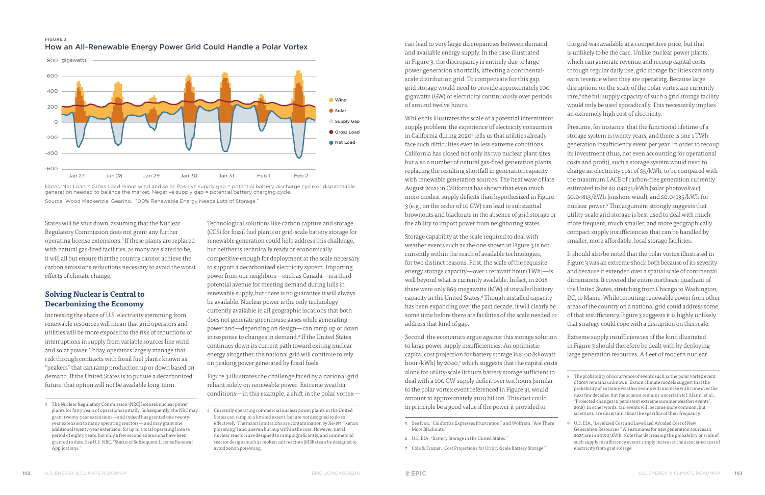**FIGURE 3**

## How an All-Renewable Energy Power Grid Could Handle a Polar Vortex

Notes: Net Load = Gross Load minus wind and solar. Positive supply gap = potential battery discharge cycle or dispatchable generation needed to balance the market. Negative supply gap = potential battery charging cycle.

Source: Wood Mackenzie, Gearino, "100% Renewable Energy Needs Lots of Storage."

States will be shut down, assuming that the Nuclear Regulatory Commission does not grant any further operating license extensions.[3] If these plants are replaced with natural gas-fired facilities, as many are slated to be, it will all but ensure that the country cannot achieve the carbon emissions reductions necessary to avoid the worst effects of climate change.

### Solving Nuclear is Central to Decarbonizing the Economy

Increasing the share of U.S. electricity stemming from renewable resources will mean that grid operators and utilities will be more exposed to the risk of reductions or interruptions in supply from variable sources like wind and solar power. Today, operators largely manage that risk through contracts with fossil fuel plants known as "peakers" that can ramp production up or down based on demand. If the United States is to pursue a decarbonized future, that option will not be available long-term.

Technological solutions like carbon capture and storage (CCS) for fossil fuel plants or grid-scale battery storage for renewable generation could help address this challenge, but neither is technically ready or economically competitive enough for deployment at the scale necessary to support a decarbonized electricity system. Importing power from our neighbors—such as Canada—is a third potential avenue for meeting demand during lulls in renewable supply, but there is no guarantee it will always be available. Nuclear power is the only technology currently available in all geographic locations that both does not generate greenhouse gases while generating power and—depending on design—can ramp up or down in response to changes in demand.[4] If the United States continues down its current path toward exiting nuclear energy altogether, the national grid will continue to rely on peaking power generated by fossil fuels.

Figure 3 illustrates the challenge faced by a national grid reliant solely on renewable power. Extreme weather conditions—in this example, a shift in the polar vortex—can lead to very large discrepancies between demand and available energy supply. In the case illustrated in Figure 3, the discrepancy is entirely due to large power generation shortfalls, affecting a continental-scale distribution grid. To compensate for this gap, grid storage would need to provide approximately 100 gigawatts (GW) of electricity continuously over periods of around twelve hours.

While this illustrates the scale of a potential intermittent supply problem, the experience of electricity consumers in California during 2020[5] tells us that utilities already face such difficulties even in less extreme conditions. California has closed not only its two nuclear plant sites but also a number of natural gas-fired generation plants, replacing the resulting shortfall in generation capacity with renewable generation sources. The heat wave of late August 2020 in California has shown that even much more modest supply deficits than hypothesized in Figure 3 (e.g., on the order of 10 GW) can lead to substantial brownouts and blackouts in the absence of grid storage or the ability to import power from neighboring states.

Storage capability at the scale required to deal with weather events such as the one shown in Figure 3 is not currently within the reach of available technologies, for two distinct reasons. First, the scale of the requisite energy storage capacity—over 1 terawatt hour (TWh)—is well beyond what is currently available. In fact, in 2018 there were only 869 megawatts (MW) of installed battery capacity in the United States.[6] Though installed capacity has been expanding over the past decade, it will clearly be some time before there are facilities of the scale needed to address that kind of gap.

Second, the economics argue against this storage solution to large power supply insufficiencies. An optimistic capital cost projection for battery storage is $100/kilowatt hour (kWh) by 2040,[7] which suggests that the capital costs alone for utility-scale lithium battery storage sufficient to deal with a 100 GW supply deficit over ten hours (similar to the polar vortex event referenced in Figure 3), would amount to approximately $100 billion. This cost could in principle be a good value if the power it provided to the grid was available at a competitive price, but that is unlikely to be the case. Unlike nuclear power plants, which can generate revenue and recoup capital costs through regular daily use, grid storage facilities can only earn revenue when they are operating. Because large disruptions on the scale of the polar vortex are currently rare,[8] the full supply capacity of such a grid storage facility would only be used sporadically. This necessarily implies an extremely high cost of electricity.

Presume, for instance, that the functional lifetime of a storage system is twenty years, and there is one 1 TWh generation insufficiency event per year. In order to recoup its investment (thus, not even accounting for operational costs and profit), such a storage system would need to charge an electricity cost of $5/kWh, to be compared with the maximum LACE of carbon-free generation currently estimated to be $0.04091/kWh (solar photovoltaic), $0.04813/kWh (onshore wind), and $0.04135/kWh for nuclear power.[9] This argument strongly suggests that utility-scale grid storage is best used to deal with much more frequent, much smaller, and more geographically compact supply insufficiencies that can be handled by smaller, more affordable, local storage facilities.

It should also be noted that the polar vortex illustrated in Figure 3 was an extreme shock both because of its severity and because it extended over a spatial scale of continental dimensions. It covered the entire northeast quadrant of the United States, stretching from Chicago to Washington, DC, to Maine. While rerouting renewable power from other areas of the country on a national grid could address some of that insufficiency, Figure 3 suggests it is highly unlikely that strategy could cope with a disruption on this scale.

Extreme supply insufficiencies of the kind illustrated in Figure 3 should therefore be dealt with by deploying large generation resources. A fleet of modern nuclear

---

[3] The Nuclear Regulatory Commission (NRC) licenses nuclear power plants for forty years of operations initially. Subsequently, the NRC may grant twenty-year extensions—and indeed has granted one twenty-year extension to many operating reactors— and may grant one additional twenty-year extension, for up to a total operating license period of eighty years, but only a few second extensions have been granted to date. See U.S. NRC, "Status of Subsequent License Renewal Applications."

[4] Currently operating commercial nuclear power plants in the United States can ramp to a limited extent, but are not designed to do so effectively. The major limitations are contamination by Xe-135 ("xenon poisoning") and uneven burnup within the core. However, naval nuclear reactors are designed to ramp significantly, and commercial reactor designs such as molten salt reactors (MSRs) can be designed to avoid xenon poisoning.

[5] See Ivan, "California Expresses Frustration," and Wolfram, "Are There More Blackouts."

[6] U.S. EIA, "Battery Storage in the United States."

[7] Cole & Frazier, "Cost Projections for Utility-Scale Battery Storage."

[8] The probability of occurrence of events such as the polar vortex event of 2019 remains unknown. Extant climate models suggest that the probability of extreme weather events will increase with time over the next few decades, but the science remains uncertain (cf. Mann, et.al., "Projected changes in persistent extreme summer weather events", 2018). In other words, tail events will become more common, but scientists are uncertain about the specifics of their frequency.

[9] U.S. EIA, "Levelized Cost and Levelized Avoided Cost of New Generation Resources." All estimates for new generation sources in 2025 are in 2019 $/kWh. Note that decreasing the probability or scale of such supply insufficiency events simply increases the associated cost of electricity from grid storage.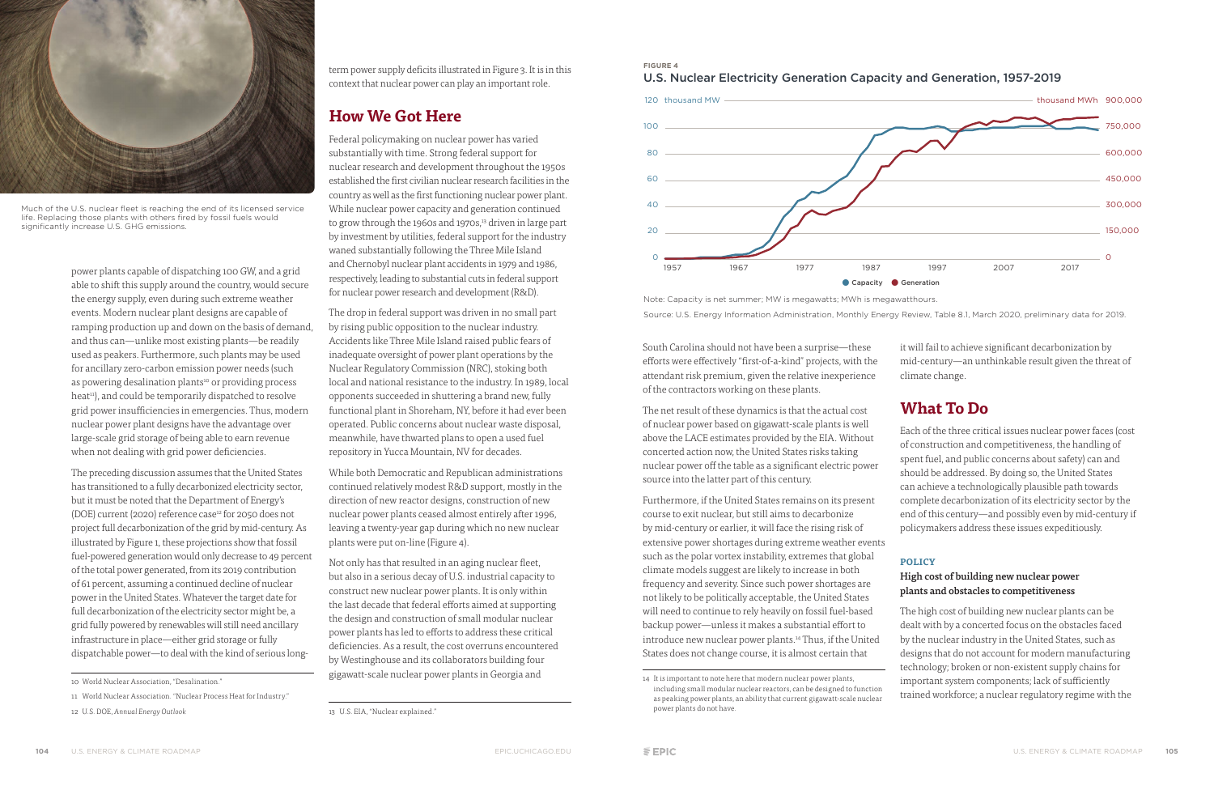Much of the U.S. nuclear fleet is reaching the end of its licensed service life. Replacing those plants with others fired by fossil fuels would significantly increase U.S. GHG emissions.

power plants capable of dispatching 100 GW, and a grid able to shift this supply around the country, would secure the energy supply, even during such extreme weather events. Modern nuclear plant designs are capable of ramping production up and down on the basis of demand, and thus can—unlike most existing plants—be readily used as peakers. Furthermore, such plants may be used for ancillary zero-carbon emission power needs (such as powering desalination plants[10] or providing process heat[11]), and could be temporarily dispatched to resolve grid power insufficiencies in emergencies. Thus, modern nuclear power plant designs have the advantage over large-scale grid storage of being able to earn revenue when not dealing with grid power deficiencies.

The preceding discussion assumes that the United States has transitioned to a fully decarbonized electricity sector, but it must be noted that the Department of Energy's (DOE) current (2020) reference case[12] for 2050 does not project full decarbonization of the grid by mid-century. As illustrated by Figure 1, these projections show that fossil fuel-powered generation would only decrease to 49 percent of the total power generated, from its 2019 contribution of 61 percent, assuming a continued decline of nuclear power in the United States. Whatever the target date for full decarbonization of the electricity sector might be, a grid fully powered by renewables will still need ancillary infrastructure in place—either grid storage or fully dispatchable power—to deal with the kind of serious long-term power supply deficits illustrated in Figure 3. It is in this context that nuclear power can play an important role.

## How We Got Here

Federal policymaking on nuclear power has varied substantially with time. Strong federal support for nuclear research and development throughout the 1950s established the first civilian nuclear research facilities in the country as well as the first functioning nuclear power plant. While nuclear power capacity and generation continued to grow through the 1960s and 1970s,[13] driven in large part by investment by utilities, federal support for the industry waned substantially following the Three Mile Island and Chernobyl nuclear plant accidents in 1979 and 1986, respectively, leading to substantial cuts in federal support for nuclear power research and development (R&D).

The drop in federal support was driven in no small part by rising public opposition to the nuclear industry. Accidents like Three Mile Island raised public fears of inadequate oversight of power plant operations by the Nuclear Regulatory Commission (NRC), stoking both local and national resistance to the industry. In 1989, local opponents succeeded in shuttering a brand new, fully functional plant in Shoreham, NY, before it had ever been operated. Public concerns about nuclear waste disposal, meanwhile, have thwarted plans to open a used fuel repository in Yucca Mountain, NV for decades.

While both Democratic and Republican administrations continued relatively modest R&D support, mostly in the direction of new reactor designs, construction of new nuclear power plants ceased almost entirely after 1996, leaving a twenty-year gap during which no new nuclear plants were put on-line (Figure 4).

Not only has that resulted in an aging nuclear fleet, but also in a serious decay of U.S. industrial capacity to construct new nuclear power plants. It is only within the last decade that federal efforts aimed at supporting the design and construction of small modular nuclear power plants has led to efforts to address these critical deficiencies. As a result, the cost overruns encountered by Westinghouse and its collaborators building four gigawatt-scale nuclear power plants in Georgia and South Carolina should not have been a surprise—these efforts were effectively "first-of-a-kind" projects, with the attendant risk premium, given the relative inexperience of the contractors working on these plants.

10 World Nuclear Association, "Desalination."

11 World Nuclear Association. "Nuclear Process Heat for Industry."

12 U.S. DOE, *Annual Energy Outlook*

13 U.S. EIA, "Nuclear explained."

**FIGURE 4**

**U.S. Nuclear Electricity Generation Capacity and Generation, 1957-2019**

Note: Capacity is net summer; MW is megawatts; MWh is megawatthours.

Source: U.S. Energy Information Administration, Monthly Energy Review, Table 8.1, March 2020, preliminary data for 2019.

The net result of these dynamics is that the actual cost of nuclear power based on gigawatt-scale plants is well above the LACE estimates provided by the EIA. Without concerted action now, the United States risks taking nuclear power off the table as a significant electric power source into the latter part of this century.

Furthermore, if the United States remains on its present course to exit nuclear, but still aims to decarbonize by mid-century or earlier, it will face the rising risk of extensive power shortages during extreme weather events such as the polar vortex instability, extremes that global climate models suggest are likely to increase in both frequency and severity. Since such power shortages are not likely to be politically acceptable, the United States will need to continue to rely heavily on fossil fuel-based backup power—unless it makes a substantial effort to introduce new nuclear power plants.[14] Thus, if the United States does not change course, it is almost certain that it will fail to achieve significant decarbonization by mid-century—an unthinkable result given the threat of climate change.

14 It is important to note here that modern nuclear power plants, including small modular nuclear reactors, can be designed to function as peaking power plants, an ability that current gigawatt-scale nuclear power plants do not have.

## What To Do

Each of the three critical issues nuclear power faces (cost of construction and competitiveness, the handling of spent fuel, and public concerns about safety) can and should be addressed. By doing so, the United States can achieve a technologically plausible path towards complete decarbonization of its electricity sector by the end of this century—and possibly even by mid-century if policymakers address these issues expeditiously.

#### POLICY

### High cost of building new nuclear power plants and obstacles to competitiveness

The high cost of building new nuclear plants can be dealt with by a concerted focus on the obstacles faced by the nuclear industry in the United States, such as designs that do not account for modern manufacturing technology; broken or non-existent supply chains for important system components; lack of sufficiently trained workforce; a nuclear regulatory regime with the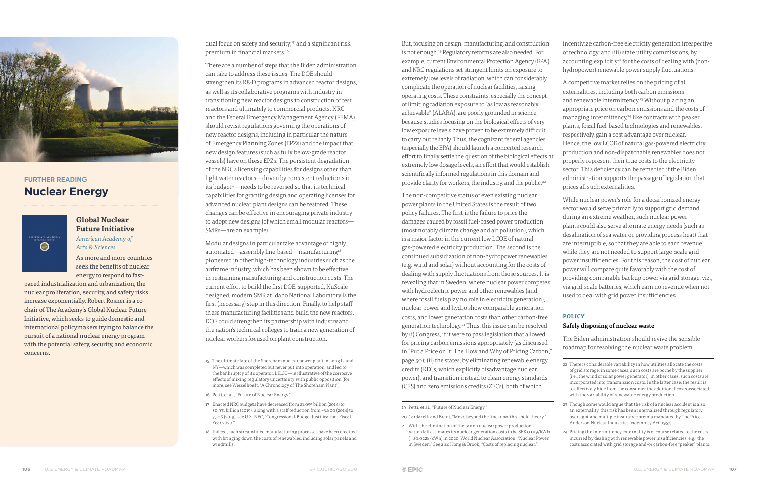## FURTHER READING

## Nuclear Energy

### Global Nuclear Future Initiative

*American Academy of Arts & Sciences*

As more and more countries seek the benefits of nuclear energy to respond to fast-paced industrialization and urbanization, the nuclear proliferation, security, and safety risks increase exponentially. Robert Rosner is a co-chair of The Academy's Global Nuclear Future Initiative, which seeks to guide domestic and international policymakers trying to balance the pursuit of a national nuclear energy program with the potential safety, security, and economic concerns.

dual focus on safety and security;[15] and a significant risk premium in financial markets.[16]

There are a number of steps that the Biden administration can take to address these issues. The DOE should strengthen its R&D programs in advanced reactor designs, as well as its collaborative programs with industry in transitioning new reactor designs to construction of test reactors and ultimately to commercial products. NRC and the Federal Emergency Management Agency (FEMA) should revisit regulations governing the operations of new reactor designs, including in particular the nature of Emergency Planning Zones (EPZs) and the impact that new design features (such as fully below-grade reactor vessels) have on these EPZs. The persistent degradation of the NRC's licensing capabilities for designs other than light water reactors—driven by consistent reductions in its budget[17]—needs to be reversed so that its technical capabilities for granting design and operating licenses for advanced nuclear plant designs can be restored. These changes can be effective in encouraging private industry to adopt new designs (of which small modular reactors—SMRs—are an example).

Modular designs in particular take advantage of highly automated—assembly line-based—manufacturing[18] pioneered in other high-technology industries such as the airframe industry, which has been shown to be effective in restraining manufacturing and construction costs. The current effort to build the first DOE-supported, NuScale-designed, modern SMR at Idaho National Laboratory is the first (necessary) step in this direction. Finally, to help staff these manufacturing facilities and build the new reactors, DOE could strengthen its partnership with industry and the nation's technical colleges to train a new generation of nuclear workers focused on plant construction.

But, focusing on design, manufacturing, and construction is not enough.[19] Regulatory reforms are also needed. For example, current Environmental Protection Agency (EPA) and NRC regulations set stringent limits on exposure to extremely low levels of radiation, which can considerably complicate the operation of nuclear facilities, raising operating costs. These constraints, especially the concept of limiting radiation exposure to "as low as reasonably achievable" (ALARA), are poorly grounded in science, because studies focusing on the biological effects of very low exposure levels have proven to be extremely difficult to carry out reliably. Thus, the cognizant federal agencies (especially the EPA) should launch a concerted research effort to finally settle the question of the biological effects at extremely low dosage levels, an effort that would establish scientifically informed regulations in this domain and provide clarity for workers, the industry, and the public.[20]

The non-competitive status of even existing nuclear power plants in the United States is the result of two policy failures. The first is the failure to price the damages caused by fossil fuel-based power production (most notably climate change and air pollution), which is a major factor in the current low LCOE of natural gas-powered electricity production. The second is the continued subsidization of non-hydropower renewables (e.g. wind and solar) without accounting for the costs of dealing with supply fluctuations from those sources. It is revealing that in Sweden, where nuclear power competes with hydroelectric power and other renewables (and where fossil fuels play no role in electricity generation), nuclear power and hydro show comparable generation costs, and lower generation costs than other carbon-free generation technology.[21] Thus, this issue can be resolved by (i) Congress, if it were to pass legislation that allowed for pricing carbon emissions appropriately (as discussed in "Put a Price on It: The How and Why of Pricing Carbon," page 50); (ii) the states, by eliminating renewable energy credits (RECs, which explicitly disadvantage nuclear power), and transition instead to clean energy standards (CES) and zero emissions credits (ZECs), both of which incentivize carbon-free electricity generation irrespective of technology; and (iii) state utility commissions, by accounting explicitly[22] for the costs of dealing with (non-hydropower) renewable power supply fluctuations.

A competitive market relies on the pricing of all externalities, including both carbon emissions and renewable intermittency.[23] Without placing an appropriate price on carbon emissions and the costs of managing intermittency,[24] like contracts with peaker plants, fossil fuel-based technologies and renewables, respectively, gain a cost advantage over nuclear. Hence, the low LCOE of natural gas-powered electricity production and non-dispatchable renewables does not properly represent their true costs to the electricity sector. This deficiency can be remedied if the Biden administration supports the passage of legislation that prices all such externalities.

While nuclear power's role for a decarbonized energy sector would serve primarily to support grid demand during an extreme weather, such nuclear power plants could also serve alternate energy needs (such as desalination of sea water or providing process heat) that are interruptible, so that they are able to earn revenue while they are not needed to support large-scale grid power insufficiencies. For this reason, the cost of nuclear power will compare quite favorably with the cost of providing comparable backup power via grid storage, viz., via grid-scale batteries, which earn no revenue when not used to deal with grid power insufficiencies.

**POLICY**

### Safely disposing of nuclear waste

The Biden administration should revive the sensible roadmap for resolving the nuclear waste problem

---

15 The ultimate fate of the Shoreham nuclear power plant in Long Island, NY—which was completed but never put into operation, and led to the bankruptcy of its operator, LILCO—is illustrative of the corrosive effects of mixing regulatory uncertainty with public opposition (for more, see Wesselhoeft, "A Chronology of The Shoreham Plant").

16 Petti, et al., "Future of Nuclear Energy."

17 Enacted NRC budgets have decreased from \$1.055 billion (2014) to \$0.931 billion (2019), along with a staff reduction from ~3,800 (2014) to 3,106 (2019); see U.S. NEC, "Congressional Budget Justification: Fiscal Year 2020."

18 Indeed, such streamlined manufacturing processes have been credited with bringing down the costs of renewables, including solar panels and windmills.

19 Petti, et al., "Future of Nuclear Energy."

20 Cardarelli and Brant, "Move beyond the linear no-threshold theory."

21 With the elimination of the tax on nuclear power production, Vattenfall estimates its nuclear generation costs to be SEK 0.019/kWh (≈ \$0.0228/kWh) in 2020; World Nuclear Association, "Nuclear Power in Sweden." See also Hong & Brook, "Costs of replacing nuclear."

22 There is considerable variability in how utilities allocate the costs of grid storage: in some cases, such costs are borne by the supplier (i.e., the wind or solar power generator); in other cases, such costs are incorporated into transmission costs. In the latter case, the result is to effectively hide from the consumer the additional costs associated with the variability of renewable energy production.

23 Though some would argue that the risk of a nuclear accident is also an externality, this risk has been internalized through regulatory oversight and multiple insurance premia mandated by The Price-Anderson Nuclear Industries Indemnity Act (1957).

24 Pricing the intermittency externality is of course related to the costs incurred by dealing with renewable power insufficiencies, e.g., the costs associated with grid storage and/or carbon-free "peaker" plants.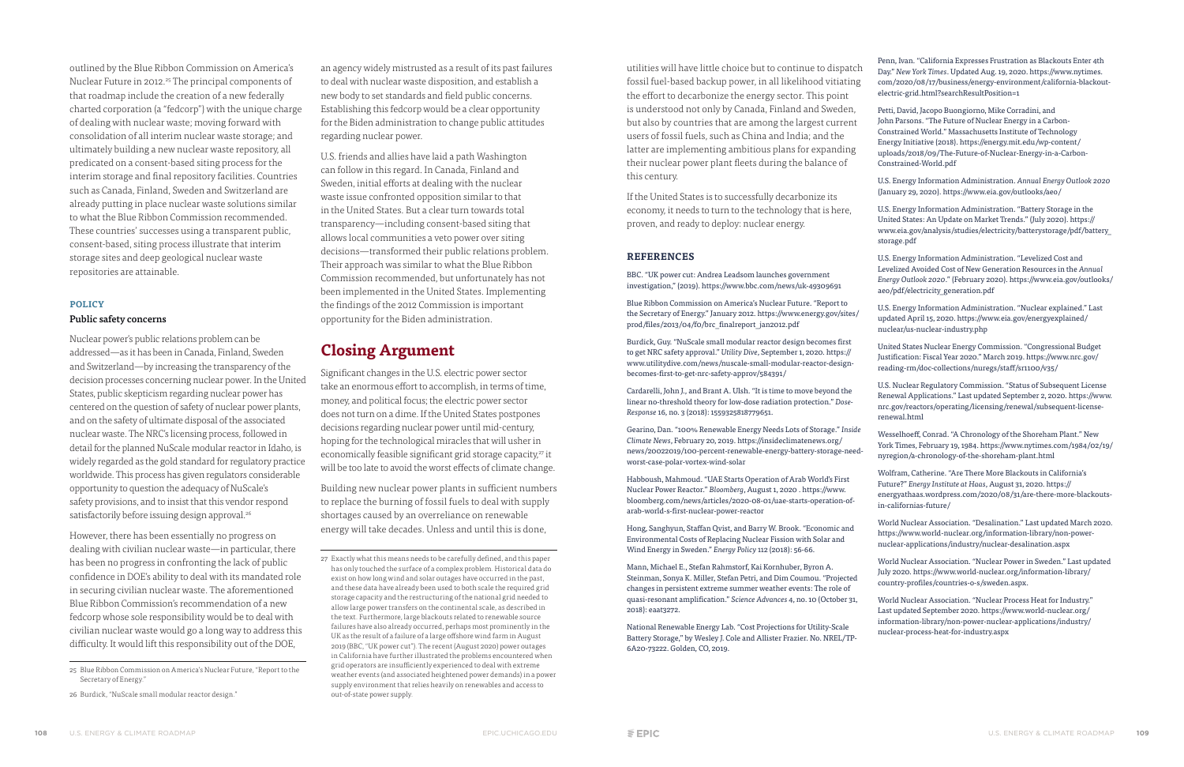outlined by the Blue Ribbon Commission on America's Nuclear Future in 2012.[25] The principal components of that roadmap include the creation of a new federally charted corporation (a "fedcorp") with the unique charge of dealing with nuclear waste; moving forward with consolidation of all interim nuclear waste storage; and ultimately building a new nuclear waste repository, all predicated on a consent-based siting process for the interim storage and final repository facilities. Countries such as Canada, Finland, Sweden and Switzerland are already putting in place nuclear waste solutions similar to what the Blue Ribbon Commission recommended. These countries' successes using a transparent public, consent-based, siting process illustrate that interim storage sites and deep geological nuclear waste repositories are attainable.

### POLICY

#### Public safety concerns

Nuclear power's public relations problem can be addressed—as it has been in Canada, Finland, Sweden and Switzerland—by increasing the transparency of the decision processes concerning nuclear power. In the United States, public skepticism regarding nuclear power has centered on the question of safety of nuclear power plants, and on the safety of ultimate disposal of the associated nuclear waste. The NRC's licensing process, followed in detail for the planned NuScale modular reactor in Idaho, is widely regarded as the gold standard for regulatory practice worldwide. This process has given regulators considerable opportunity to question the adequacy of NuScale's safety provisions, and to insist that this vendor respond satisfactorily before issuing design approval.[26]

However, there has been essentially no progress on dealing with civilian nuclear waste—in particular, there has been no progress in confronting the lack of public confidence in DOE's ability to deal with its mandated role in securing civilian nuclear waste. The aforementioned Blue Ribbon Commission's recommendation of a new fedcorp whose sole responsibility would be to deal with civilian nuclear waste would go a long way to address this difficulty. It would lift this responsibility out of the DOE, an agency widely mistrusted as a result of its past failures to deal with nuclear waste disposition, and establish a new body to set standards and field public concerns. Establishing this fedcorp would be a clear opportunity for the Biden administration to change public attitudes regarding nuclear power.

U.S. friends and allies have laid a path Washington can follow in this regard. In Canada, Finland and Sweden, initial efforts at dealing with the nuclear waste issue confronted opposition similar to that in the United States. But a clear turn towards total transparency—including consent-based siting that allows local communities a veto power over siting decisions—transformed their public relations problem. Their approach was similar to what the Blue Ribbon Commission recommended, but unfortunately has not been implemented in the United States. Implementing the findings of the 2012 Commission is important opportunity for the Biden administration.

25 Blue Ribbon Commission on America's Nuclear Future, "Report to the Secretary of Energy."

26 Burdick, "NuScale small modular reactor design."

## Closing Argument

Significant changes in the U.S. electric power sector take an enormous effort to accomplish, in terms of time, money, and political focus; the electric power sector does not turn on a dime. If the United States postpones decisions regarding nuclear power until mid-century, hoping for the technological miracles that will usher in economically feasible significant grid storage capacity,[27] it will be too late to avoid the worst effects of climate change.

Building new nuclear power plants in sufficient numbers to replace the burning of fossil fuels to deal with supply shortages caused by an overreliance on renewable energy will take decades. Unless and until this is done, utilities will have little choice but to continue to dispatch fossil fuel-based backup power, in all likelihood vitiating the effort to decarbonize the energy sector. This point is understood not only by Canada, Finland and Sweden, but also by countries that are among the largest current users of fossil fuels, such as China and India; and the latter are implementing ambitious plans for expanding their nuclear power plant fleets during the balance of this century.

If the United States is to successfully decarbonize its economy, it needs to turn to the technology that is here, proven, and ready to deploy: nuclear energy.

27 Exactly what this means needs to be carefully defined, and this paper has only touched the surface of a complex problem. Historical data do exist on how long wind and solar outages have occurred in the past, and these data have already been used to both scale the required grid storage capacity and the restructuring of the national grid needed to allow large power transfers on the continental scale, as described in the text. Furthermore, large blackouts related to renewable source failures have also already occurred, perhaps most prominently in the UK as the result of a failure of a large offshore wind farm in August 2019 (BBC, "UK power cut"). The recent (August 2020) power outages in California have further illustrated the problems encountered when grid operators are insufficiently experienced to deal with extreme weather events (and associated heightened power demands) in a power supply environment that relies heavily on renewables and access to out-of-state power supply.

### REFERENCES

BBC. "UK power cut: Andrea Leadsom launches government investigation," (2019). https://www.bbc.com/news/uk-49309691

Blue Ribbon Commission on America's Nuclear Future. "Report to the Secretary of Energy." January 2012. https://www.energy.gov/sites/prod/files/2013/04/f0/brc_finalreport_jan2012.pdf

Burdick, Guy. "NuScale small modular reactor design becomes first to get NRC safety approval." *Utility Dive*, September 1, 2020. https://www.utilitydive.com/news/nuscale-small-modular-reactor-design-becomes-first-to-get-nrc-safety-approv/584391/

Cardarelli, John J., and Brant A. Ulsh. "It is time to move beyond the linear no-threshold theory for low-dose radiation protection." *Dose-Response* 16, no. 3 (2018): 1559325818779651.

Gearino, Dan. "100% Renewable Energy Needs Lots of Storage." *Inside Climate News*, February 20, 2019. https://insideclimatenews.org/news/20022019/100-percent-renewable-energy-battery-storage-need-worst-case-polar-vortex-wind-solar

Habboush, Mahmoud. "UAE Starts Operation of Arab World's First Nuclear Power Reactor." *Bloomberg*, August 1, 2020 . https://www.bloomberg.com/news/articles/2020-08-01/uae-starts-operation-of-arab-world-s-first-nuclear-power-reactor

Hong, Sanghyun, Staffan Qvist, and Barry W. Brook. "Economic and Environmental Costs of Replacing Nuclear Fission with Solar and Wind Energy in Sweden." *Energy Policy* 112 (2018): 56-66.

Mann, Michael E., Stefan Rahmstorf, Kai Kornhuber, Byron A. Steinman, Sonya K. Miller, Stefan Petri, and Dim Coumou. "Projected changes in persistent extreme summer weather events: The role of quasi-resonant amplification." *Science Advances* 4, no. 10 (October 31, 2018): eaat3272.

National Renewable Energy Lab. "Cost Projections for Utility-Scale Battery Storage," by Wesley J. Cole and Allister Frazier. No. NREL/TP-6A20-73222. Golden, CO, 2019.

Penn, Ivan. "California Expresses Frustration as Blackouts Enter 4th Day." *New York Times*. Updated Aug. 19, 2020. https://www.nytimes.com/2020/08/17/business/energy-environment/california-blackout-electric-grid.html?searchResultPosition=1

Petti, David, Jacopo Buongiorno, Mike Corradini, and John Parsons. "The Future of Nuclear Energy in a Carbon-Constrained World." Massachusetts Institute of Technology Energy Initiative (2018). https://energy.mit.edu/wp-content/uploads/2018/09/The-Future-of-Nuclear-Energy-in-a-Carbon-Constrained-World.pdf

U.S. Energy Information Administration. *Annual Energy Outlook 2020* (January 29, 2020). https://www.eia.gov/outlooks/aeo/

U.S. Energy Information Administration. "Battery Storage in the United States: An Update on Market Trends." (July 2020). https://www.eia.gov/analysis/studies/electricity/batterystorage/pdf/battery_storage.pdf

U.S. Energy Information Administration. "Levelized Cost and Levelized Avoided Cost of New Generation Resources in the *Annual Energy Outlook 2020*." (February 2020). https://www.eia.gov/outlooks/aeo/pdf/electricity_generation.pdf

U.S. Energy Information Administration. "Nuclear explained." Last updated April 15, 2020. https://www.eia.gov/energyexplained/nuclear/us-nuclear-industry.php

United States Nuclear Energy Commission. "Congressional Budget Justification: Fiscal Year 2020." March 2019. https://www.nrc.gov/reading-rm/doc-collections/nuregs/staff/sr1100/v35/

U.S. Nuclear Regulatory Commission. "Status of Subsequent License Renewal Applications." Last updated September 2, 2020. https://www.nrc.gov/reactors/operating/licensing/renewal/subsequent-license-renewal.html

Wesselhoeff, Conrad. "A Chronology of the Shoreham Plant." New York Times, February 19, 1984. https://www.nytimes.com/1984/02/19/nyregion/a-chronology-of-the-shoreham-plant.html

Wolfram, Catherine. "Are There More Blackouts in California's Future?" *Energy Institute at Haas*, August 31, 2020. https://energyathaas.wordpress.com/2020/08/31/are-there-more-blackouts-in-californias-future/

World Nuclear Association. "Desalination." Last updated March 2020. https://www.world-nuclear.org/information-library/non-power-nuclear-applications/industry/nuclear-desalination.aspx

World Nuclear Association. "Nuclear Power in Sweden." Last updated July 2020. https://www.world-nuclear.org/information-library/country-profiles/countries-o-s/sweden.aspx.

World Nuclear Association. "Nuclear Process Heat for Industry." Last updated September 2020. https://www.world-nuclear.org/information-library/non-power-nuclear-applications/industry/nuclear-process-heat-for-industry.aspx